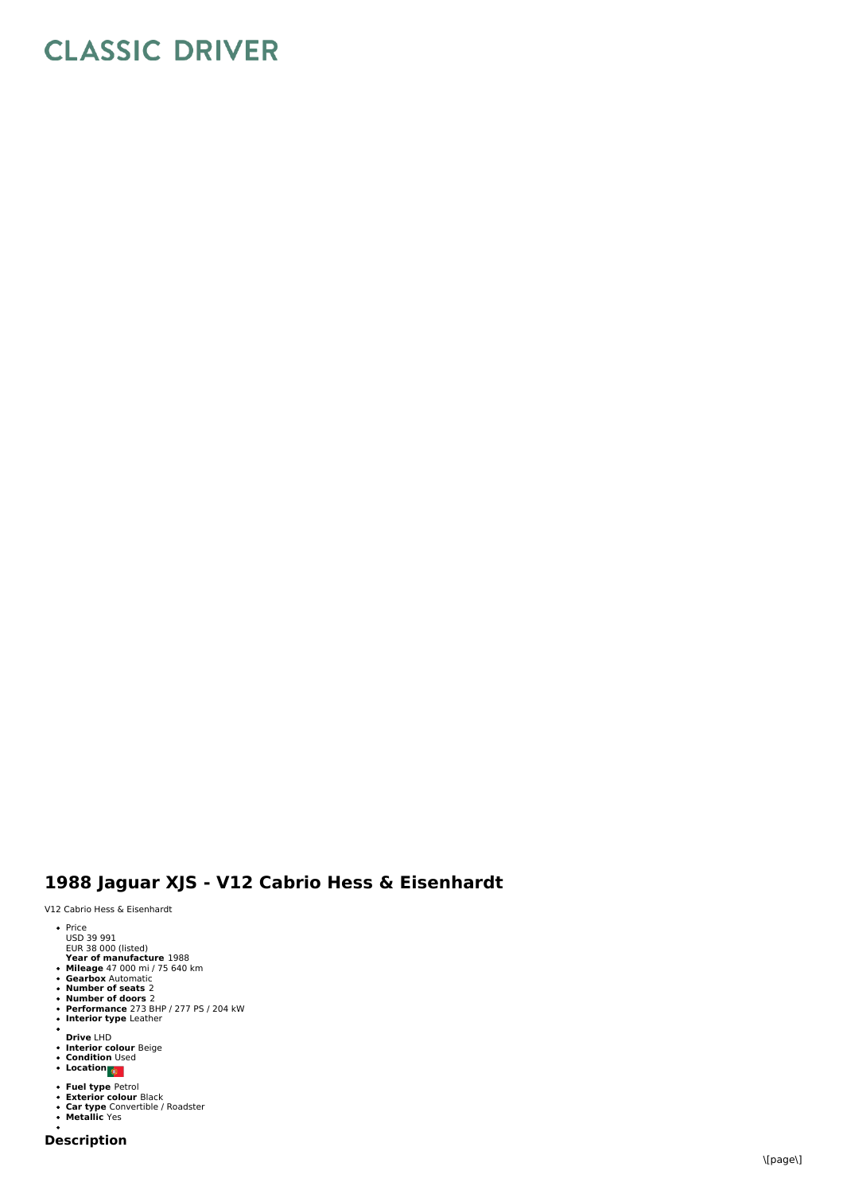# CLASSIC DRIVER

## 1988 Jaguar XJS - V12 Cabrio Hess & Eisenhardt

V12 Cabrio Hess & Eisenhardt

- Price
  USD 39 991
  EUR 38 000 (listed)
  **Year of manufacture** 1988
- **Mileage** 47 000 mi / 75 640 km
- **Gearbox** Automatic
- **Number of seats** 2
- **Number of doors** 2
- **Performance** 273 BHP / 277 PS / 204 kW
- **Interior type** Leather
- **Drive** LHD
- **Interior colour** Beige
- **Condition** Used
- **Location**
- **Fuel type** Petrol
- **Exterior colour** Black
- **Car type** Convertible / Roadster
- **Metallic** Yes

## Description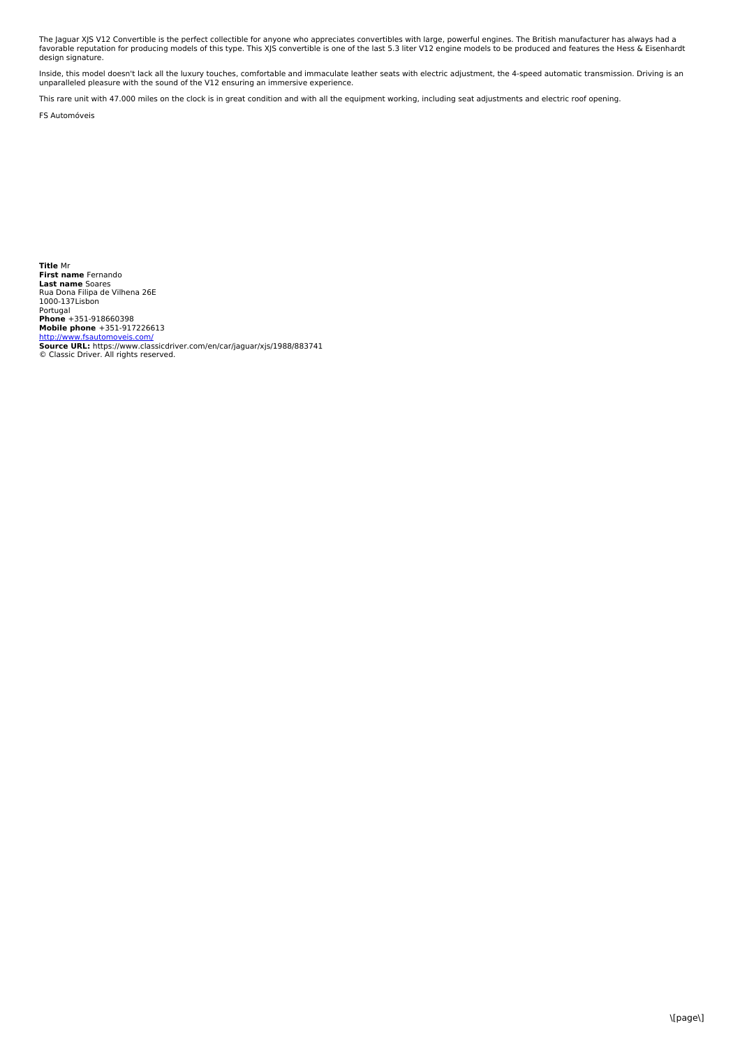The Jaguar XJS V12 Convertible is the perfect collectible for anyone who appreciates convertibles with large, powerful engines. The British manufacturer has always had a favorable reputation for producing models of this type. This XJS convertible is one of the last 5.3 liter V12 engine models to be produced and features the Hess & Eisenhardt design signature.

Inside, this model doesn't lack all the luxury touches, comfortable and immaculate leather seats with electric adjustment, the 4-speed automatic transmission. Driving is an unparalleled pleasure with the sound of the V12 ensuring an immersive experience.

This rare unit with 47.000 miles on the clock is in great condition and with all the equipment working, including seat adjustments and electric roof opening.

FS Automóveis

**Title** Mr
**First name** Fernando
**Last name** Soares
Rua Dona Filipa de Vilhena 26E
1000-137Lisbon
Portugal
**Phone** +351-918660398
**Mobile phone** +351-917226613
[http://www.fsautomoveis.com/](http://www.fsautomoveis.com/)
**Source URL:** https://www.classicdriver.com/en/car/jaguar/xjs/1988/883741
© Classic Driver. All rights reserved.